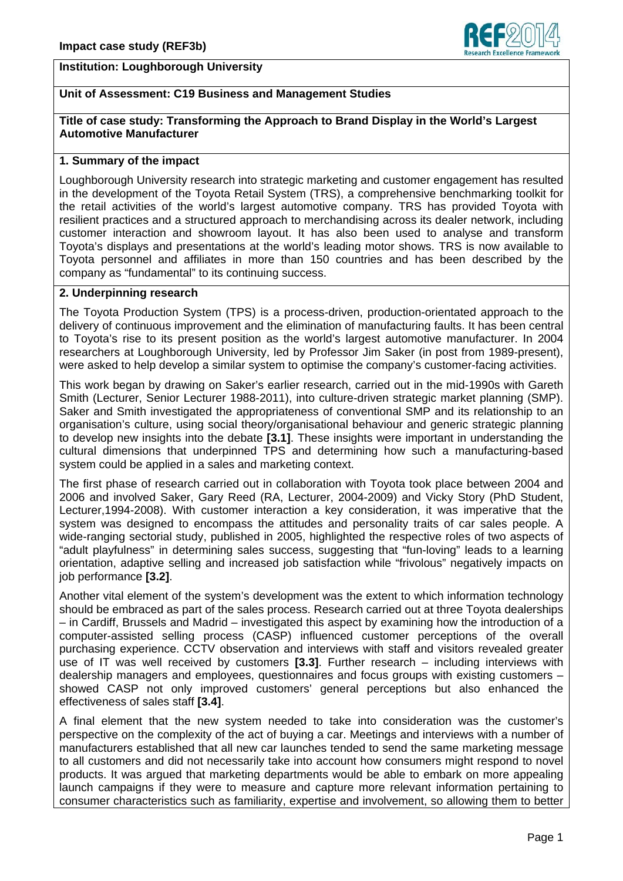**Impact case study (REF3b)**

**Institution: Loughborough University**

**Unit of Assessment: C19 Business and Management Studies**

**Title of case study: Transforming the Approach to Brand Display in the World's Largest Automotive Manufacturer**

## 1. Summary of the impact

Loughborough University research into strategic marketing and customer engagement has resulted in the development of the Toyota Retail System (TRS), a comprehensive benchmarking toolkit for the retail activities of the world's largest automotive company. TRS has provided Toyota with resilient practices and a structured approach to merchandising across its dealer network, including customer interaction and showroom layout. It has also been used to analyse and transform Toyota's displays and presentations at the world's leading motor shows. TRS is now available to Toyota personnel and affiliates in more than 150 countries and has been described by the company as "fundamental" to its continuing success.

## 2. Underpinning research

The Toyota Production System (TPS) is a process-driven, production-orientated approach to the delivery of continuous improvement and the elimination of manufacturing faults. It has been central to Toyota's rise to its present position as the world's largest automotive manufacturer. In 2004 researchers at Loughborough University, led by Professor Jim Saker (in post from 1989-present), were asked to help develop a similar system to optimise the company's customer-facing activities.

This work began by drawing on Saker's earlier research, carried out in the mid-1990s with Gareth Smith (Lecturer, Senior Lecturer 1988-2011), into culture-driven strategic market planning (SMP). Saker and Smith investigated the appropriateness of conventional SMP and its relationship to an organisation's culture, using social theory/organisational behaviour and generic strategic planning to develop new insights into the debate **[3.1]**. These insights were important in understanding the cultural dimensions that underpinned TPS and determining how such a manufacturing-based system could be applied in a sales and marketing context.

The first phase of research carried out in collaboration with Toyota took place between 2004 and 2006 and involved Saker, Gary Reed (RA, Lecturer, 2004-2009) and Vicky Story (PhD Student, Lecturer,1994-2008). With customer interaction a key consideration, it was imperative that the system was designed to encompass the attitudes and personality traits of car sales people. A wide-ranging sectorial study, published in 2005, highlighted the respective roles of two aspects of "adult playfulness" in determining sales success, suggesting that "fun-loving" leads to a learning orientation, adaptive selling and increased job satisfaction while "frivolous" negatively impacts on job performance **[3.2]**.

Another vital element of the system's development was the extent to which information technology should be embraced as part of the sales process. Research carried out at three Toyota dealerships – in Cardiff, Brussels and Madrid – investigated this aspect by examining how the introduction of a computer-assisted selling process (CASP) influenced customer perceptions of the overall purchasing experience. CCTV observation and interviews with staff and visitors revealed greater use of IT was well received by customers **[3.3]**. Further research – including interviews with dealership managers and employees, questionnaires and focus groups with existing customers – showed CASP not only improved customers' general perceptions but also enhanced the effectiveness of sales staff **[3.4]**.

A final element that the new system needed to take into consideration was the customer's perspective on the complexity of the act of buying a car. Meetings and interviews with a number of manufacturers established that all new car launches tended to send the same marketing message to all customers and did not necessarily take into account how consumers might respond to novel products. It was argued that marketing departments would be able to embark on more appealing launch campaigns if they were to measure and capture more relevant information pertaining to consumer characteristics such as familiarity, expertise and involvement, so allowing them to better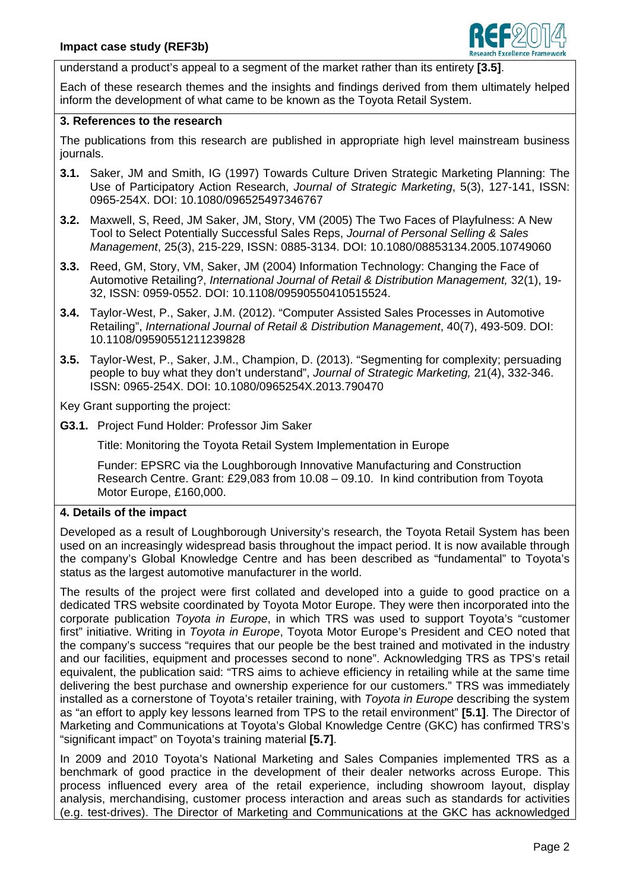understand a product's appeal to a segment of the market rather than its entirety **[3.5]**.

Each of these research themes and the insights and findings derived from them ultimately helped inform the development of what came to be known as the Toyota Retail System.

## 3. References to the research

The publications from this research are published in appropriate high level mainstream business journals.

**3.1.** Saker, JM and Smith, IG (1997) Towards Culture Driven Strategic Marketing Planning: The Use of Participatory Action Research, *Journal of Strategic Marketing*, 5(3), 127-141, ISSN: 0965-254X. DOI: 10.1080/096525497346767

**3.2.** Maxwell, S, Reed, JM Saker, JM, Story, VM (2005) The Two Faces of Playfulness: A New Tool to Select Potentially Successful Sales Reps, *Journal of Personal Selling & Sales Management*, 25(3), 215-229, ISSN: 0885-3134. DOI: 10.1080/08853134.2005.10749060

**3.3.** Reed, GM, Story, VM, Saker, JM (2004) Information Technology: Changing the Face of Automotive Retailing?, *International Journal of Retail & Distribution Management,* 32(1), 19-32, ISSN: 0959-0552. DOI: 10.1108/09590550410515524.

**3.4.** Taylor-West, P., Saker, J.M. (2012). "Computer Assisted Sales Processes in Automotive Retailing", *International Journal of Retail & Distribution Management*, 40(7), 493-509. DOI: 10.1108/09590551211239828

**3.5.** Taylor-West, P., Saker, J.M., Champion, D. (2013). "Segmenting for complexity; persuading people to buy what they don't understand", *Journal of Strategic Marketing,* 21(4), 332-346. ISSN: 0965-254X. DOI: 10.1080/0965254X.2013.790470

Key Grant supporting the project:

**G3.1.** Project Fund Holder: Professor Jim Saker

Title: Monitoring the Toyota Retail System Implementation in Europe

Funder: EPSRC via the Loughborough Innovative Manufacturing and Construction Research Centre. Grant: £29,083 from 10.08 – 09.10. In kind contribution from Toyota Motor Europe, £160,000.

## 4. Details of the impact

Developed as a result of Loughborough University's research, the Toyota Retail System has been used on an increasingly widespread basis throughout the impact period. It is now available through the company's Global Knowledge Centre and has been described as "fundamental" to Toyota's status as the largest automotive manufacturer in the world.

The results of the project were first collated and developed into a guide to good practice on a dedicated TRS website coordinated by Toyota Motor Europe. They were then incorporated into the corporate publication *Toyota in Europe*, in which TRS was used to support Toyota's "customer first" initiative. Writing in *Toyota in Europe*, Toyota Motor Europe's President and CEO noted that the company's success "requires that our people be the best trained and motivated in the industry and our facilities, equipment and processes second to none". Acknowledging TRS as TPS's retail equivalent, the publication said: "TRS aims to achieve efficiency in retailing while at the same time delivering the best purchase and ownership experience for our customers." TRS was immediately installed as a cornerstone of Toyota's retailer training, with *Toyota in Europe* describing the system as "an effort to apply key lessons learned from TPS to the retail environment" **[5.1]**. The Director of Marketing and Communications at Toyota's Global Knowledge Centre (GKC) has confirmed TRS's "significant impact" on Toyota's training material **[5.7]**.

In 2009 and 2010 Toyota's National Marketing and Sales Companies implemented TRS as a benchmark of good practice in the development of their dealer networks across Europe. This process influenced every area of the retail experience, including showroom layout, display analysis, merchandising, customer process interaction and areas such as standards for activities (e.g. test-drives). The Director of Marketing and Communications at the GKC has acknowledged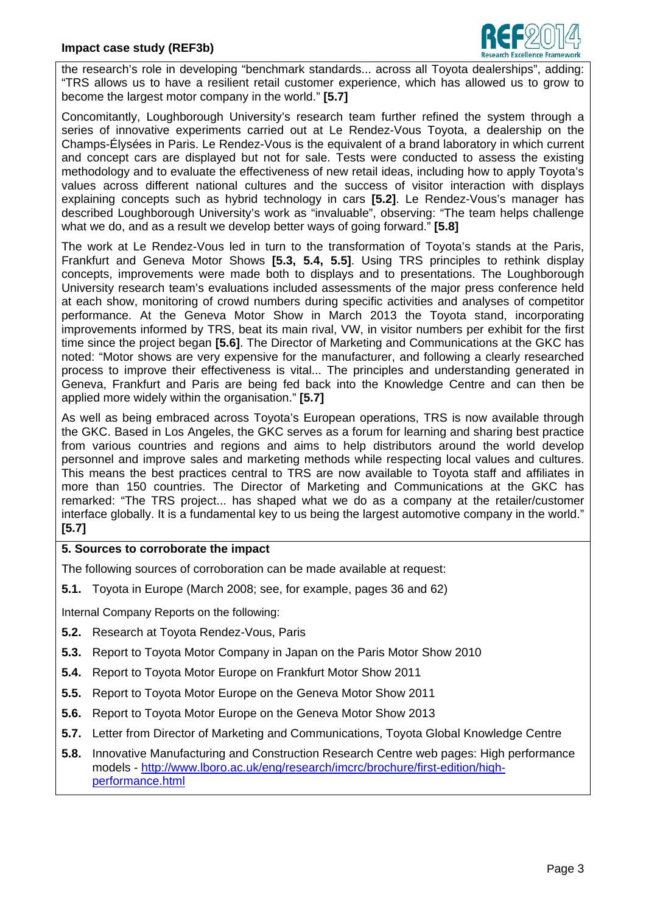the research's role in developing "benchmark standards... across all Toyota dealerships", adding: "TRS allows us to have a resilient retail customer experience, which has allowed us to grow to become the largest motor company in the world." **[5.7]**

Concomitantly, Loughborough University's research team further refined the system through a series of innovative experiments carried out at Le Rendez-Vous Toyota, a dealership on the Champs-Élysées in Paris. Le Rendez-Vous is the equivalent of a brand laboratory in which current and concept cars are displayed but not for sale. Tests were conducted to assess the existing methodology and to evaluate the effectiveness of new retail ideas, including how to apply Toyota's values across different national cultures and the success of visitor interaction with displays explaining concepts such as hybrid technology in cars **[5.2]**. Le Rendez-Vous's manager has described Loughborough University's work as "invaluable", observing: "The team helps challenge what we do, and as a result we develop better ways of going forward." **[5.8]**

The work at Le Rendez-Vous led in turn to the transformation of Toyota's stands at the Paris, Frankfurt and Geneva Motor Shows **[5.3, 5.4, 5.5]**. Using TRS principles to rethink display concepts, improvements were made both to displays and to presentations. The Loughborough University research team's evaluations included assessments of the major press conference held at each show, monitoring of crowd numbers during specific activities and analyses of competitor performance. At the Geneva Motor Show in March 2013 the Toyota stand, incorporating improvements informed by TRS, beat its main rival, VW, in visitor numbers per exhibit for the first time since the project began **[5.6]**. The Director of Marketing and Communications at the GKC has noted: "Motor shows are very expensive for the manufacturer, and following a clearly researched process to improve their effectiveness is vital... The principles and understanding generated in Geneva, Frankfurt and Paris are being fed back into the Knowledge Centre and can then be applied more widely within the organisation." **[5.7]**

As well as being embraced across Toyota's European operations, TRS is now available through the GKC. Based in Los Angeles, the GKC serves as a forum for learning and sharing best practice from various countries and regions and aims to help distributors around the world develop personnel and improve sales and marketing methods while respecting local values and cultures. This means the best practices central to TRS are now available to Toyota staff and affiliates in more than 150 countries. The Director of Marketing and Communications at the GKC has remarked: "The TRS project... has shaped what we do as a company at the retailer/customer interface globally. It is a fundamental key to us being the largest automotive company in the world." **[5.7]**

## 5. Sources to corroborate the impact

The following sources of corroboration can be made available at request:

**5.1.** Toyota in Europe (March 2008; see, for example, pages 36 and 62)

Internal Company Reports on the following:

**5.2.** Research at Toyota Rendez-Vous, Paris

**5.3.** Report to Toyota Motor Company in Japan on the Paris Motor Show 2010

**5.4.** Report to Toyota Motor Europe on Frankfurt Motor Show 2011

**5.5.** Report to Toyota Motor Europe on the Geneva Motor Show 2011

**5.6.** Report to Toyota Motor Europe on the Geneva Motor Show 2013

**5.7.** Letter from Director of Marketing and Communications, Toyota Global Knowledge Centre

**5.8.** Innovative Manufacturing and Construction Research Centre web pages: High performance models - http://www.lboro.ac.uk/eng/research/imcrc/brochure/first-edition/high-performance.html